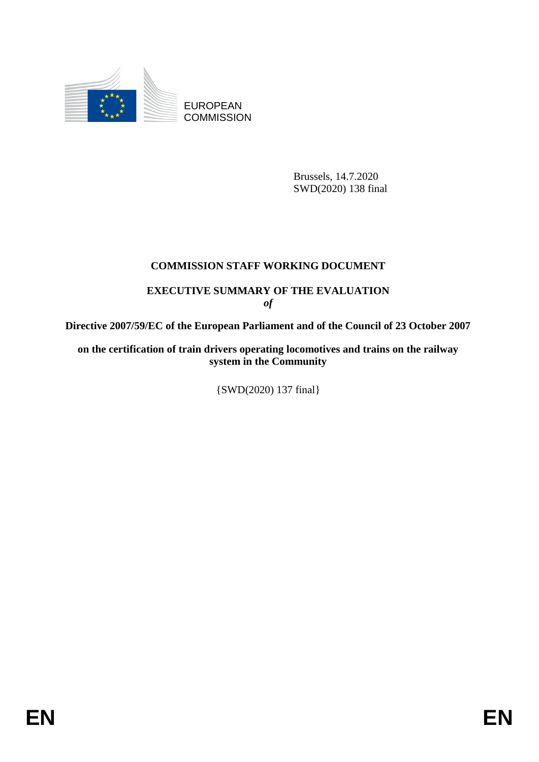EUROPEAN COMMISSION

Brussels, 14.7.2020
SWD(2020) 138 final

**COMMISSION STAFF WORKING DOCUMENT**

**EXECUTIVE SUMMARY OF THE EVALUATION**
***of***

**Directive 2007/59/EC of the European Parliament and of the Council of 23 October 2007**

**on the certification of train drivers operating locomotives and trains on the railway system in the Community**

{SWD(2020) 137 final}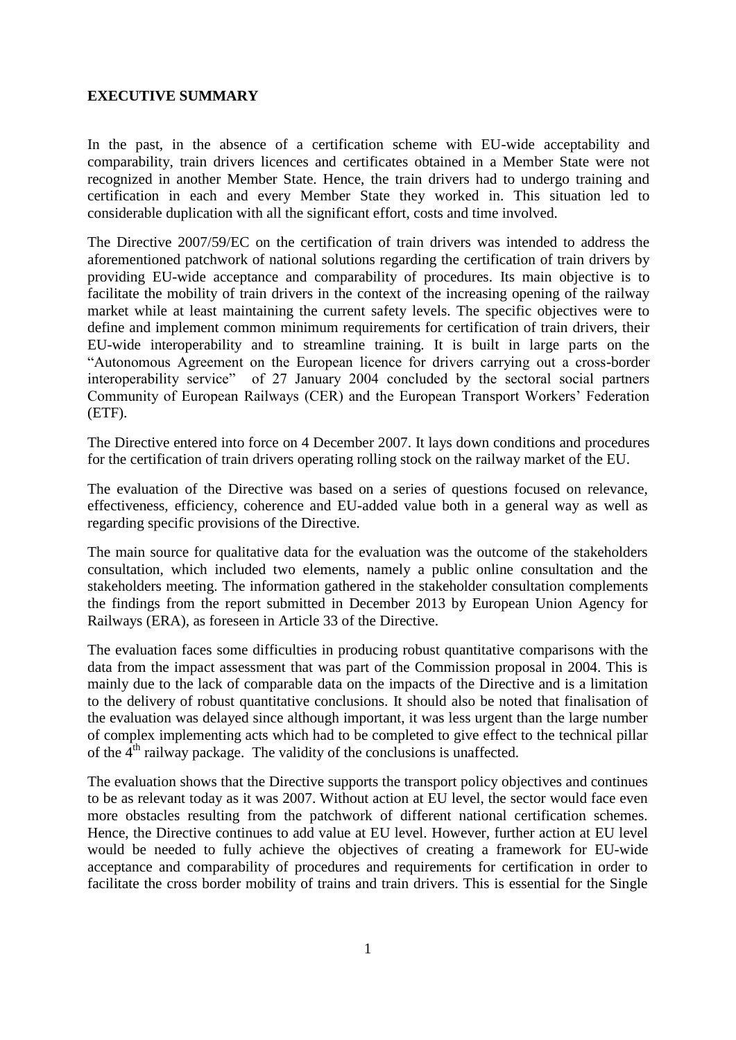**EXECUTIVE SUMMARY**

In the past, in the absence of a certification scheme with EU-wide acceptability and comparability, train drivers licences and certificates obtained in a Member State were not recognized in another Member State. Hence, the train drivers had to undergo training and certification in each and every Member State they worked in. This situation led to considerable duplication with all the significant effort, costs and time involved.

The Directive 2007/59/EC on the certification of train drivers was intended to address the aforementioned patchwork of national solutions regarding the certification of train drivers by providing EU-wide acceptance and comparability of procedures. Its main objective is to facilitate the mobility of train drivers in the context of the increasing opening of the railway market while at least maintaining the current safety levels. The specific objectives were to define and implement common minimum requirements for certification of train drivers, their EU-wide interoperability and to streamline training. It is built in large parts on the "Autonomous Agreement on the European licence for drivers carrying out a cross-border interoperability service" of 27 January 2004 concluded by the sectoral social partners Community of European Railways (CER) and the European Transport Workers' Federation (ETF).

The Directive entered into force on 4 December 2007. It lays down conditions and procedures for the certification of train drivers operating rolling stock on the railway market of the EU.

The evaluation of the Directive was based on a series of questions focused on relevance, effectiveness, efficiency, coherence and EU-added value both in a general way as well as regarding specific provisions of the Directive.

The main source for qualitative data for the evaluation was the outcome of the stakeholders consultation, which included two elements, namely a public online consultation and the stakeholders meeting. The information gathered in the stakeholder consultation complements the findings from the report submitted in December 2013 by European Union Agency for Railways (ERA), as foreseen in Article 33 of the Directive.

The evaluation faces some difficulties in producing robust quantitative comparisons with the data from the impact assessment that was part of the Commission proposal in 2004. This is mainly due to the lack of comparable data on the impacts of the Directive and is a limitation to the delivery of robust quantitative conclusions. It should also be noted that finalisation of the evaluation was delayed since although important, it was less urgent than the large number of complex implementing acts which had to be completed to give effect to the technical pillar of the 4th railway package. The validity of the conclusions is unaffected.

The evaluation shows that the Directive supports the transport policy objectives and continues to be as relevant today as it was 2007. Without action at EU level, the sector would face even more obstacles resulting from the patchwork of different national certification schemes. Hence, the Directive continues to add value at EU level. However, further action at EU level would be needed to fully achieve the objectives of creating a framework for EU-wide acceptance and comparability of procedures and requirements for certification in order to facilitate the cross border mobility of trains and train drivers. This is essential for the Single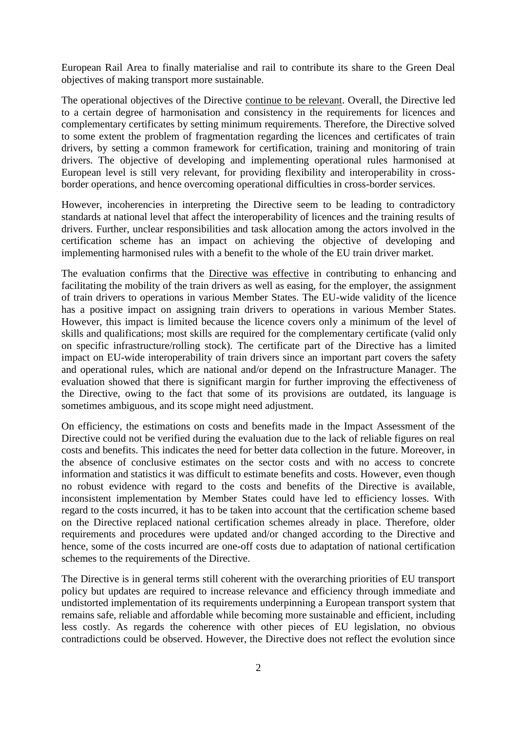European Rail Area to finally materialise and rail to contribute its share to the Green Deal objectives of making transport more sustainable.

The operational objectives of the Directive continue to be relevant. Overall, the Directive led to a certain degree of harmonisation and consistency in the requirements for licences and complementary certificates by setting minimum requirements. Therefore, the Directive solved to some extent the problem of fragmentation regarding the licences and certificates of train drivers, by setting a common framework for certification, training and monitoring of train drivers. The objective of developing and implementing operational rules harmonised at European level is still very relevant, for providing flexibility and interoperability in cross-border operations, and hence overcoming operational difficulties in cross-border services.

However, incoherencies in interpreting the Directive seem to be leading to contradictory standards at national level that affect the interoperability of licences and the training results of drivers. Further, unclear responsibilities and task allocation among the actors involved in the certification scheme has an impact on achieving the objective of developing and implementing harmonised rules with a benefit to the whole of the EU train driver market.

The evaluation confirms that the Directive was effective in contributing to enhancing and facilitating the mobility of the train drivers as well as easing, for the employer, the assignment of train drivers to operations in various Member States. The EU-wide validity of the licence has a positive impact on assigning train drivers to operations in various Member States. However, this impact is limited because the licence covers only a minimum of the level of skills and qualifications; most skills are required for the complementary certificate (valid only on specific infrastructure/rolling stock). The certificate part of the Directive has a limited impact on EU-wide interoperability of train drivers since an important part covers the safety and operational rules, which are national and/or depend on the Infrastructure Manager. The evaluation showed that there is significant margin for further improving the effectiveness of the Directive, owing to the fact that some of its provisions are outdated, its language is sometimes ambiguous, and its scope might need adjustment.

On efficiency, the estimations on costs and benefits made in the Impact Assessment of the Directive could not be verified during the evaluation due to the lack of reliable figures on real costs and benefits. This indicates the need for better data collection in the future. Moreover, in the absence of conclusive estimates on the sector costs and with no access to concrete information and statistics it was difficult to estimate benefits and costs. However, even though no robust evidence with regard to the costs and benefits of the Directive is available, inconsistent implementation by Member States could have led to efficiency losses. With regard to the costs incurred, it has to be taken into account that the certification scheme based on the Directive replaced national certification schemes already in place. Therefore, older requirements and procedures were updated and/or changed according to the Directive and hence, some of the costs incurred are one-off costs due to adaptation of national certification schemes to the requirements of the Directive.

The Directive is in general terms still coherent with the overarching priorities of EU transport policy but updates are required to increase relevance and efficiency through immediate and undistorted implementation of its requirements underpinning a European transport system that remains safe, reliable and affordable while becoming more sustainable and efficient, including less costly. As regards the coherence with other pieces of EU legislation, no obvious contradictions could be observed. However, the Directive does not reflect the evolution since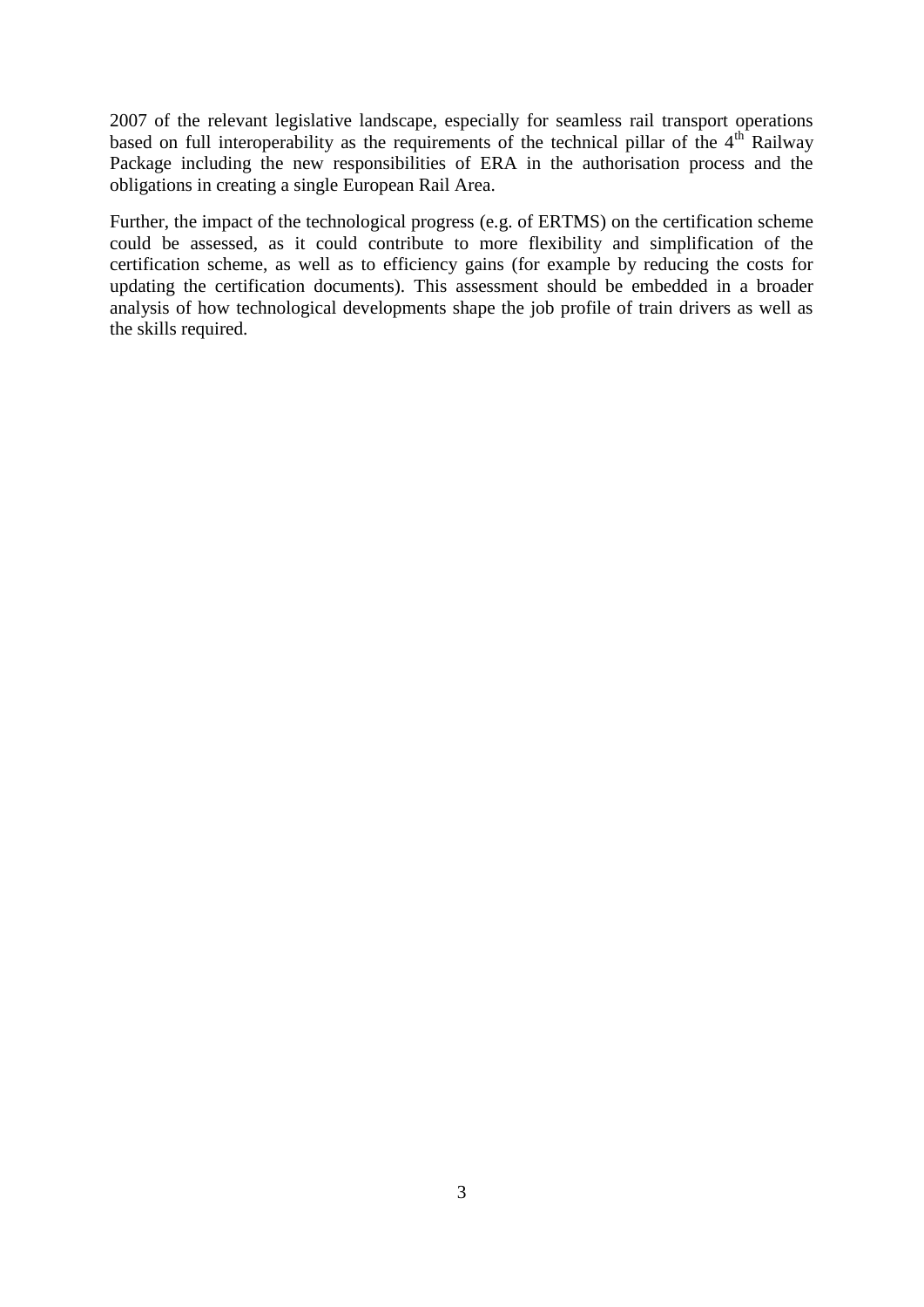2007 of the relevant legislative landscape, especially for seamless rail transport operations based on full interoperability as the requirements of the technical pillar of the $4^{th}$ Railway Package including the new responsibilities of ERA in the authorisation process and the obligations in creating a single European Rail Area.

Further, the impact of the technological progress (e.g. of ERTMS) on the certification scheme could be assessed, as it could contribute to more flexibility and simplification of the certification scheme, as well as to efficiency gains (for example by reducing the costs for updating the certification documents). This assessment should be embedded in a broader analysis of how technological developments shape the job profile of train drivers as well as the skills required.